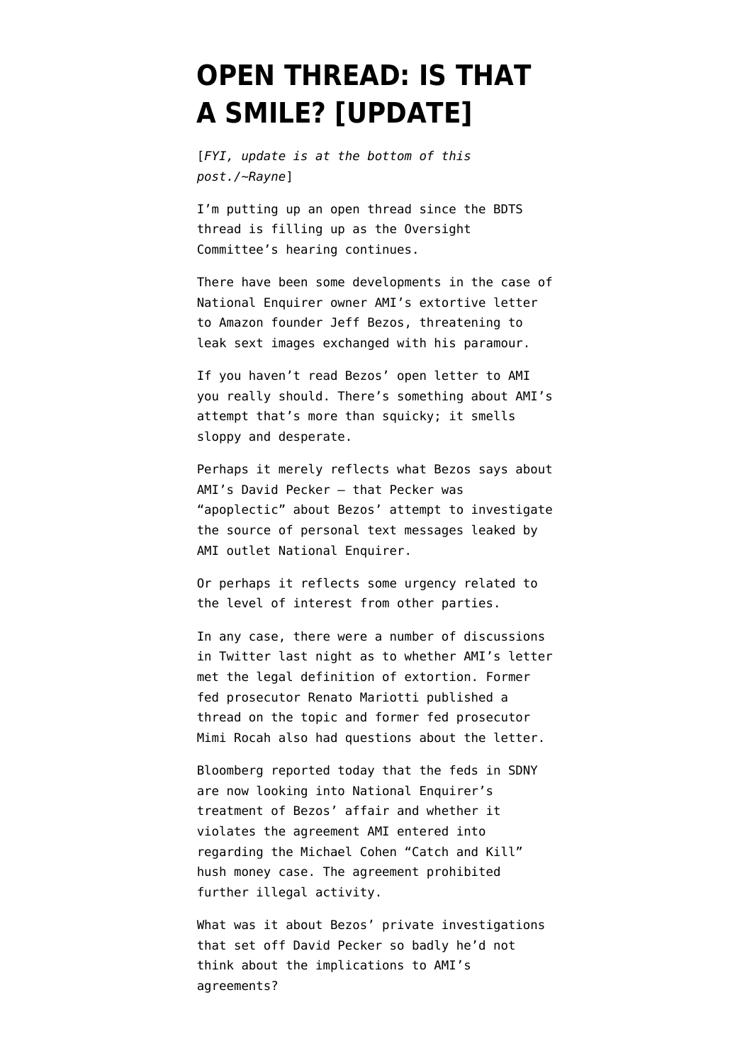# OPEN THREAD: IS THAT A SMILE? [UPDATE]

[*FYI, update is at the bottom of this post./~Rayne*]

I'm putting up an open thread since the BDTS thread is filling up as the Oversight Committee's hearing continues.

There have been some developments in the case of National Enquirer owner AMI's extortive letter to Amazon founder Jeff Bezos, threatening to leak sext images exchanged with his paramour.

If you haven't read Bezos' open letter to AMI you really should. There's something about AMI's attempt that's more than squicky; it smells sloppy and desperate.

Perhaps it merely reflects what Bezos says about AMI's David Pecker — that Pecker was "apoplectic" about Bezos' attempt to investigate the source of personal text messages leaked by AMI outlet National Enquirer.

Or perhaps it reflects some urgency related to the level of interest from other parties.

In any case, there were a number of discussions in Twitter last night as to whether AMI's letter met the legal definition of extortion. Former fed prosecutor Renato Mariotti published a thread on the topic and former fed prosecutor Mimi Rocah also had questions about the letter.

Bloomberg reported today that the feds in SDNY are now looking into National Enquirer's treatment of Bezos' affair and whether it violates the agreement AMI entered into regarding the Michael Cohen "Catch and Kill" hush money case. The agreement prohibited further illegal activity.

What was it about Bezos' private investigations that set off David Pecker so badly he'd not think about the implications to AMI's agreements?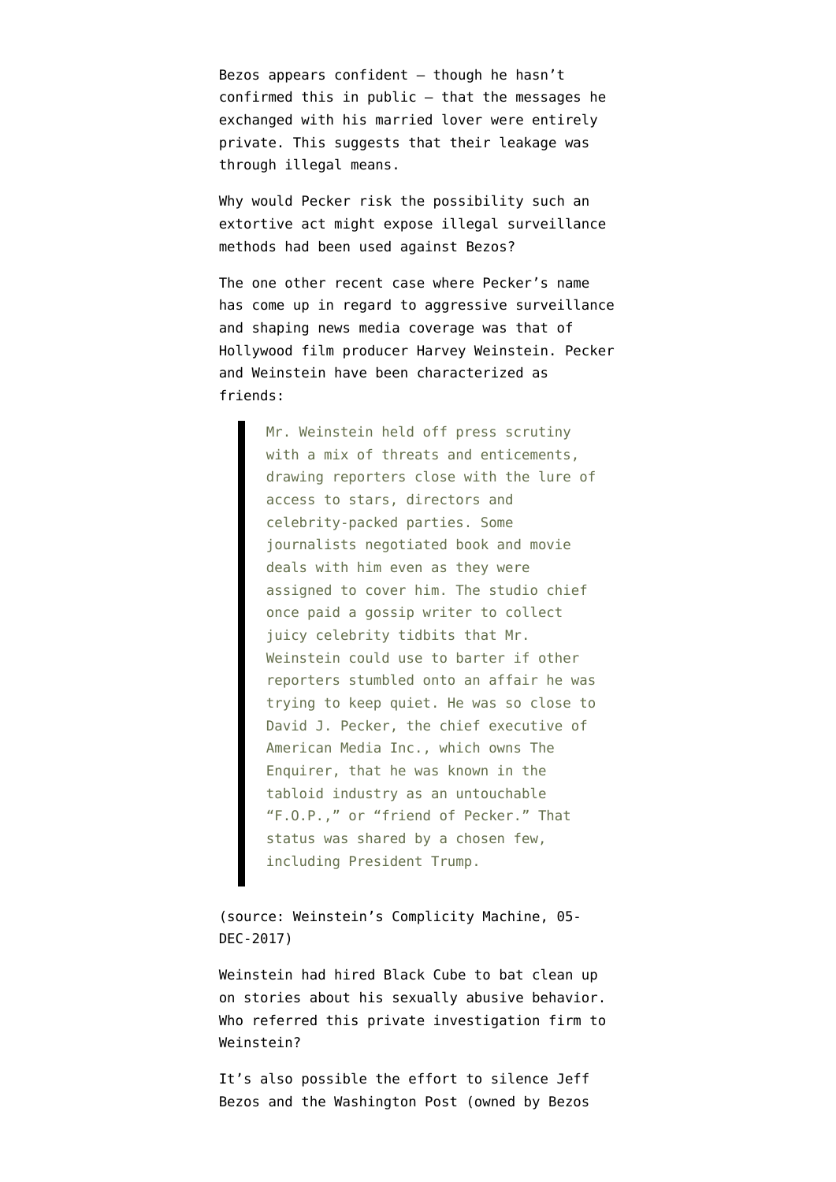Bezos appears confident — though he hasn't confirmed this in public — that the messages he exchanged with his married lover were entirely private. This suggests that their leakage was through illegal means.

Why would Pecker risk the possibility such an extortive act might expose illegal surveillance methods had been used against Bezos?

The one other recent case where Pecker's name has come up in regard to aggressive surveillance and shaping news media coverage was that of Hollywood film producer Harvey Weinstein. Pecker and Weinstein have been characterized as friends:

> Mr. Weinstein held off press scrutiny with a mix of threats and enticements, drawing reporters close with the lure of access to stars, directors and celebrity-packed parties. Some journalists negotiated book and movie deals with him even as they were assigned to cover him. The studio chief once paid a gossip writer to collect juicy celebrity tidbits that Mr. Weinstein could use to barter if other reporters stumbled onto an affair he was trying to keep quiet. He was so close to David J. Pecker, the chief executive of American Media Inc., which owns The Enquirer, that he was known in the tabloid industry as an untouchable "F.O.P.," or "friend of Pecker." That status was shared by a chosen few, including President Trump.

(source: Weinstein's Complicity Machine, 05-DEC-2017)

Weinstein had hired Black Cube to bat clean up on stories about his sexually abusive behavior. Who referred this private investigation firm to Weinstein?

It's also possible the effort to silence Jeff Bezos and the Washington Post (owned by Bezos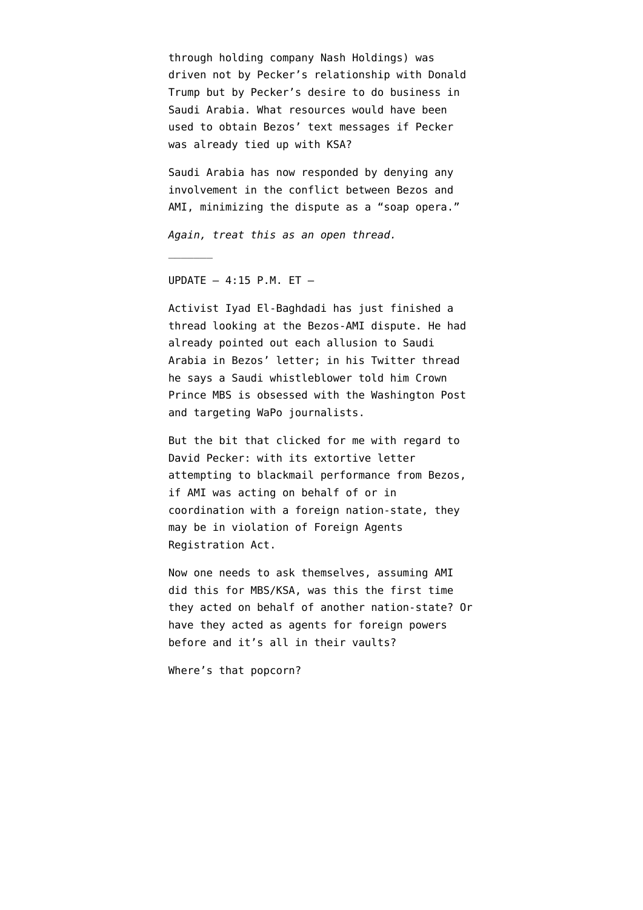through holding company Nash Holdings) was driven not by Pecker's relationship with Donald Trump but by Pecker's desire to do business in Saudi Arabia. What resources would have been used to obtain Bezos' text messages if Pecker was already tied up with KSA?

Saudi Arabia has now responded by denying any involvement in the conflict between Bezos and AMI, minimizing the dispute as a "soap opera."

*Again, treat this as an open thread.*

---

UPDATE — 4:15 P.M. ET —

Activist Iyad El-Baghdadi has just finished a thread looking at the Bezos-AMI dispute. He had already pointed out each allusion to Saudi Arabia in Bezos' letter; in his Twitter thread he says a Saudi whistleblower told him Crown Prince MBS is obsessed with the Washington Post and targeting WaPo journalists.

But the bit that clicked for me with regard to David Pecker: with its extortive letter attempting to blackmail performance from Bezos, if AMI was acting on behalf of or in coordination with a foreign nation-state, they may be in violation of Foreign Agents Registration Act.

Now one needs to ask themselves, assuming AMI did this for MBS/KSA, was this the first time they acted on behalf of another nation-state? Or have they acted as agents for foreign powers before and it's all in their vaults?

Where's that popcorn?